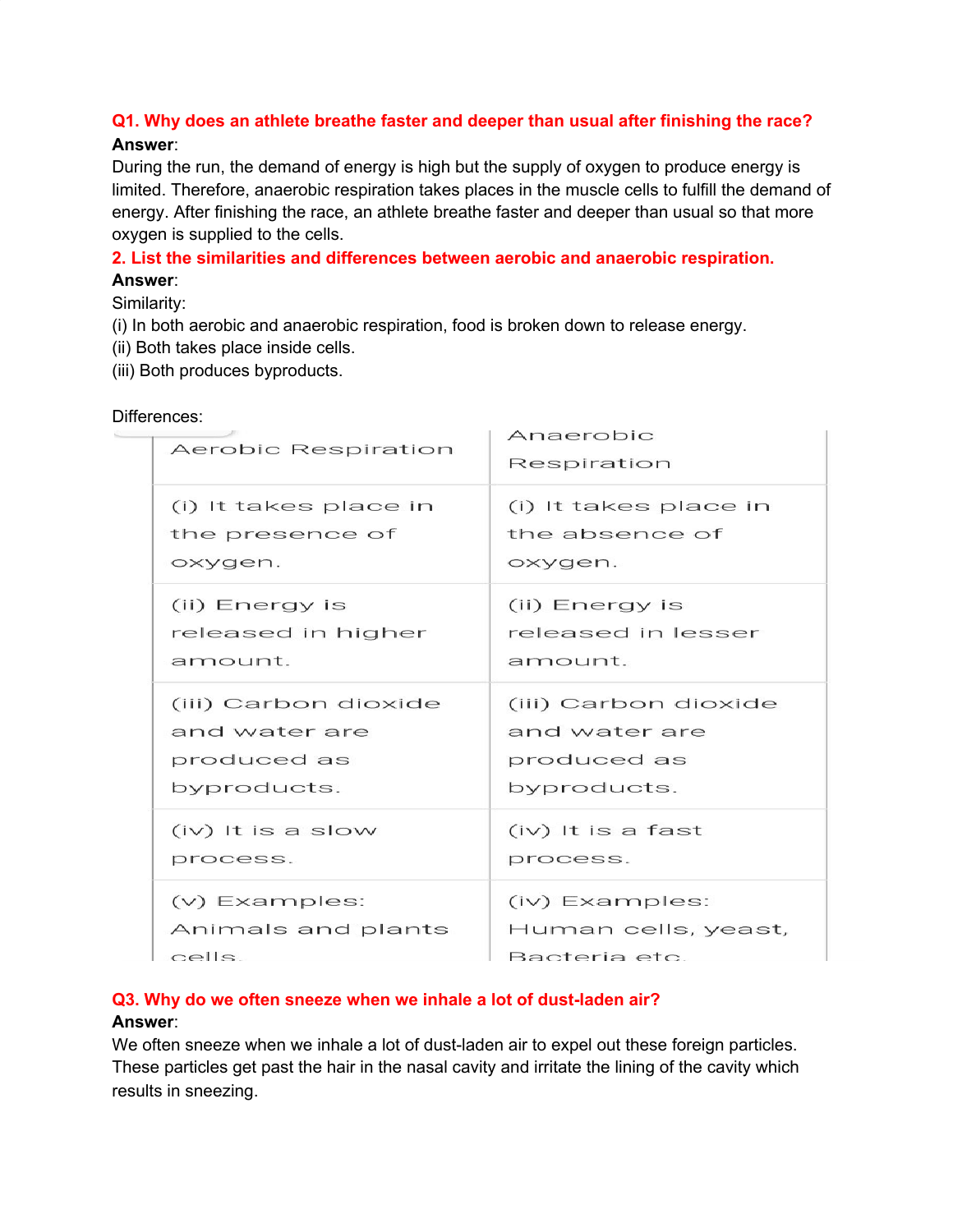**Q1. Why does an athlete breathe faster and deeper than usual after finishing the race?**

**Answer**:

During the run, the demand of energy is high but the supply of oxygen to produce energy is limited. Therefore, anaerobic respiration takes places in the muscle cells to fulfill the demand of energy. After finishing the race, an athlete breathe faster and deeper than usual so that more oxygen is supplied to the cells.

**2. List the similarities and differences between aerobic and anaerobic respiration.**

**Answer**:

Similarity:

(i) In both aerobic and anaerobic respiration, food is broken down to release energy.
(ii) Both takes place inside cells.
(iii) Both produces byproducts.

Differences:

| Aerobic Respiration | Anaerobic Respiration |
|---|---|
| (i) It takes place in the presence of oxygen. | (i) It takes place in the absence of oxygen. |
| (ii) Energy is released in higher amount. | (ii) Energy is released in lesser amount. |
| (iii) Carbon dioxide and water are produced as byproducts. | (iii) Carbon dioxide and water are produced as byproducts. |
| (iv) It is a slow process. | (iv) It is a fast process. |
| (v) Examples: Animals and plants cells. | (iv) Examples: Human cells, yeast, Bacteria etc. |

**Q3. Why do we often sneeze when we inhale a lot of dust-laden air?**

**Answer**:

We often sneeze when we inhale a lot of dust-laden air to expel out these foreign particles. These particles get past the hair in the nasal cavity and irritate the lining of the cavity which results in sneezing.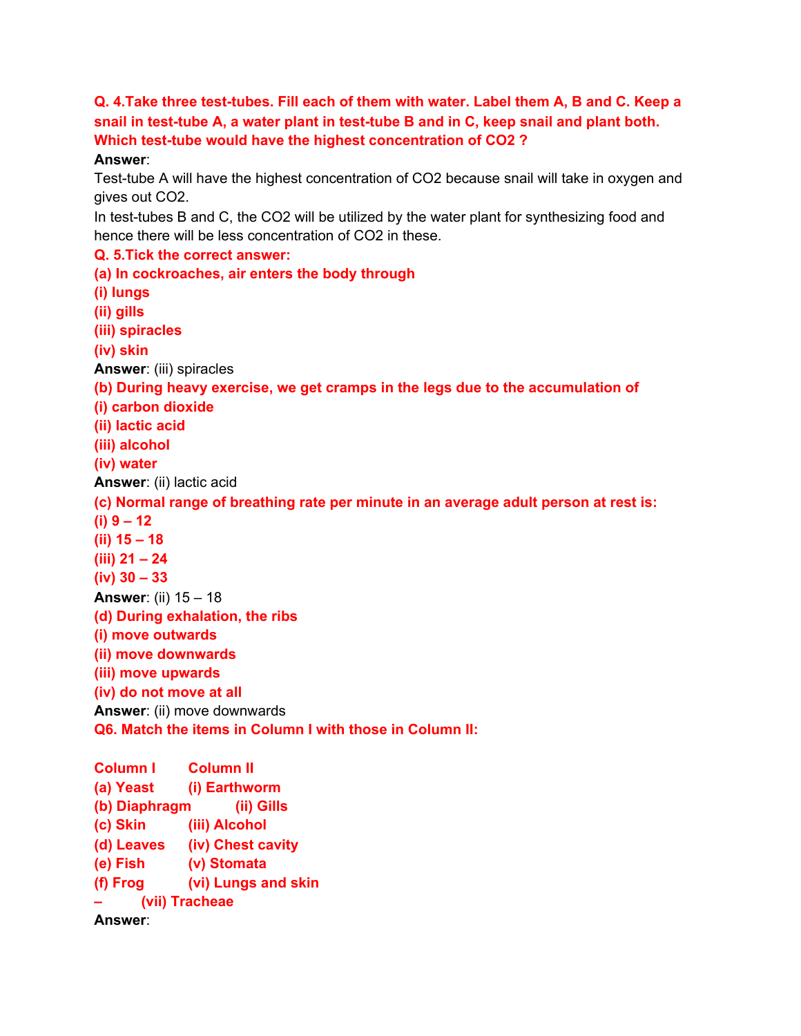**Q. 4.Take three test-tubes. Fill each of them with water. Label them A, B and C. Keep a snail in test-tube A, a water plant in test-tube B and in C, keep snail and plant both. Which test-tube would have the highest concentration of $CO_2$ ?**

**Answer**:

Test-tube A will have the highest concentration of $CO_2$ because snail will take in oxygen and gives out $CO_2$.

In test-tubes B and C, the $CO_2$ will be utilized by the water plant for synthesizing food and hence there will be less concentration of $CO_2$ in these.

**Q. 5.Tick the correct answer:**

**(a) In cockroaches, air enters the body through**

**(i) lungs**

**(ii) gills**

**(iii) spiracles**

**(iv) skin**

**Answer**: (iii) spiracles

**(b) During heavy exercise, we get cramps in the legs due to the accumulation of**

**(i) carbon dioxide**

**(ii) lactic acid**

**(iii) alcohol**

**(iv) water**

**Answer**: (ii) lactic acid

**(c) Normal range of breathing rate per minute in an average adult person at rest is:**

**(i) 9 – 12**

**(ii) 15 – 18**

**(iii) 21 – 24**

**(iv) 30 – 33**

**Answer**: (ii) 15 – 18

**(d) During exhalation, the ribs**

**(i) move outwards**

**(ii) move downwards**

**(iii) move upwards**

**(iv) do not move at all**

**Answer**: (ii) move downwards

**Q6. Match the items in Column I with those in Column II:**

| Column I | Column II |
| --- | --- |
| (a) Yeast | (i) Earthworm |
| (b) Diaphragm | (ii) Gills |
| (c) Skin | (iii) Alcohol |
| (d) Leaves | (iv) Chest cavity |
| (e) Fish | (v) Stomata |
| (f) Frog | (vi) Lungs and skin |
| – | (vii) Tracheae |

**Answer**: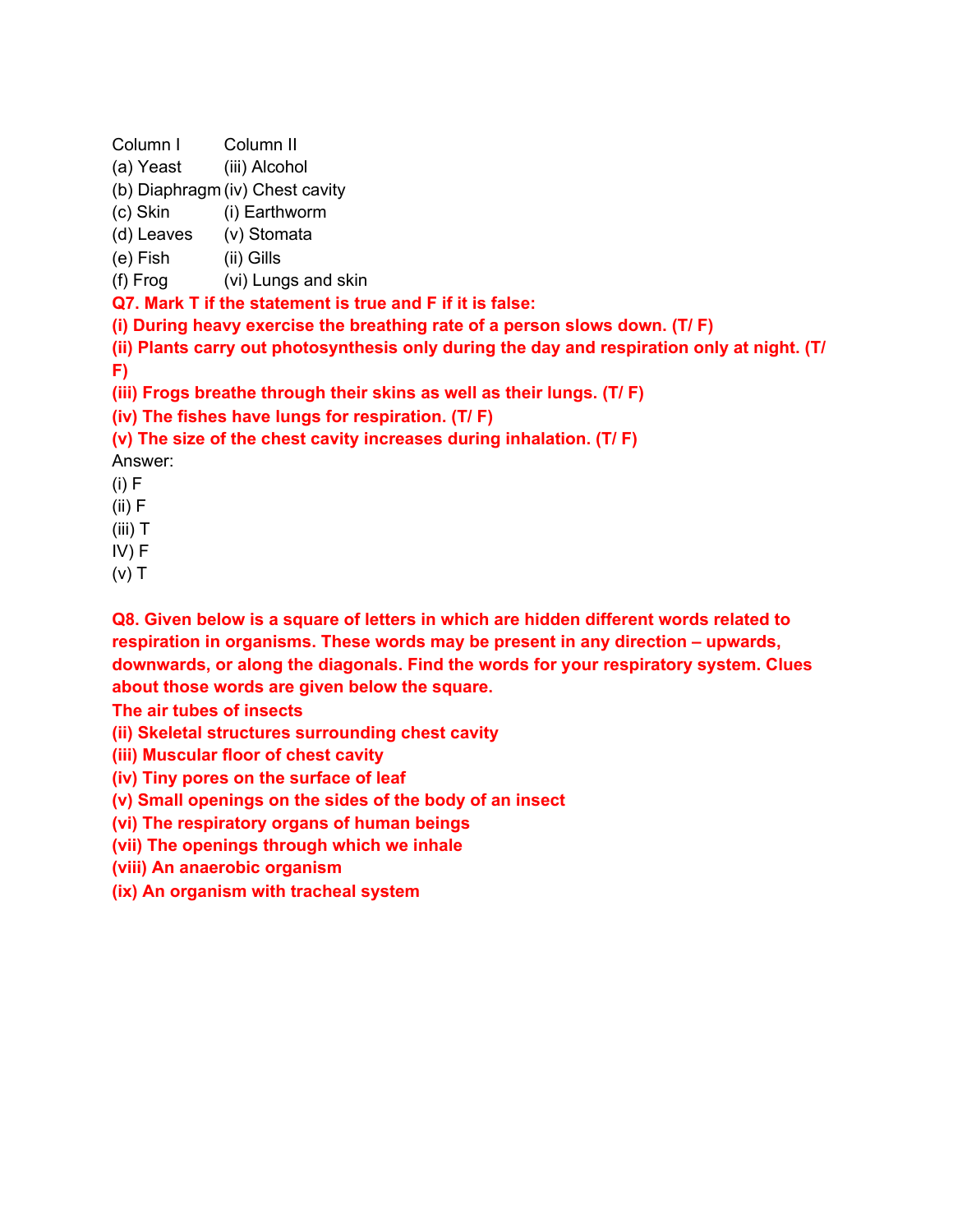| Column I | Column II |
|---|---|
| (a) Yeast | (iii) Alcohol |
| (b) Diaphragm | (iv) Chest cavity |
| (c) Skin | (i) Earthworm |
| (d) Leaves | (v) Stomata |
| (e) Fish | (ii) Gills |
| (f) Frog | (vi) Lungs and skin |

**Q7. Mark T if the statement is true and F if it is false:**

**(i) During heavy exercise the breathing rate of a person slows down. (T/ F)**

**(ii) Plants carry out photosynthesis only during the day and respiration only at night. (T/ F)**

**(iii) Frogs breathe through their skins as well as their lungs. (T/ F)**

**(iv) The fishes have lungs for respiration. (T/ F)**

**(v) The size of the chest cavity increases during inhalation. (T/ F)**

Answer:

(i) F

(ii) F

(iii) T

IV) F

(v) T

**Q8. Given below is a square of letters in which are hidden different words related to respiration in organisms. These words may be present in any direction – upwards, downwards, or along the diagonals. Find the words for your respiratory system. Clues about those words are given below the square.**

**The air tubes of insects**

**(ii) Skeletal structures surrounding chest cavity**

**(iii) Muscular floor of chest cavity**

**(iv) Tiny pores on the surface of leaf**

**(v) Small openings on the sides of the body of an insect**

**(vi) The respiratory organs of human beings**

**(vii) The openings through which we inhale**

**(viii) An anaerobic organism**

**(ix) An organism with tracheal system**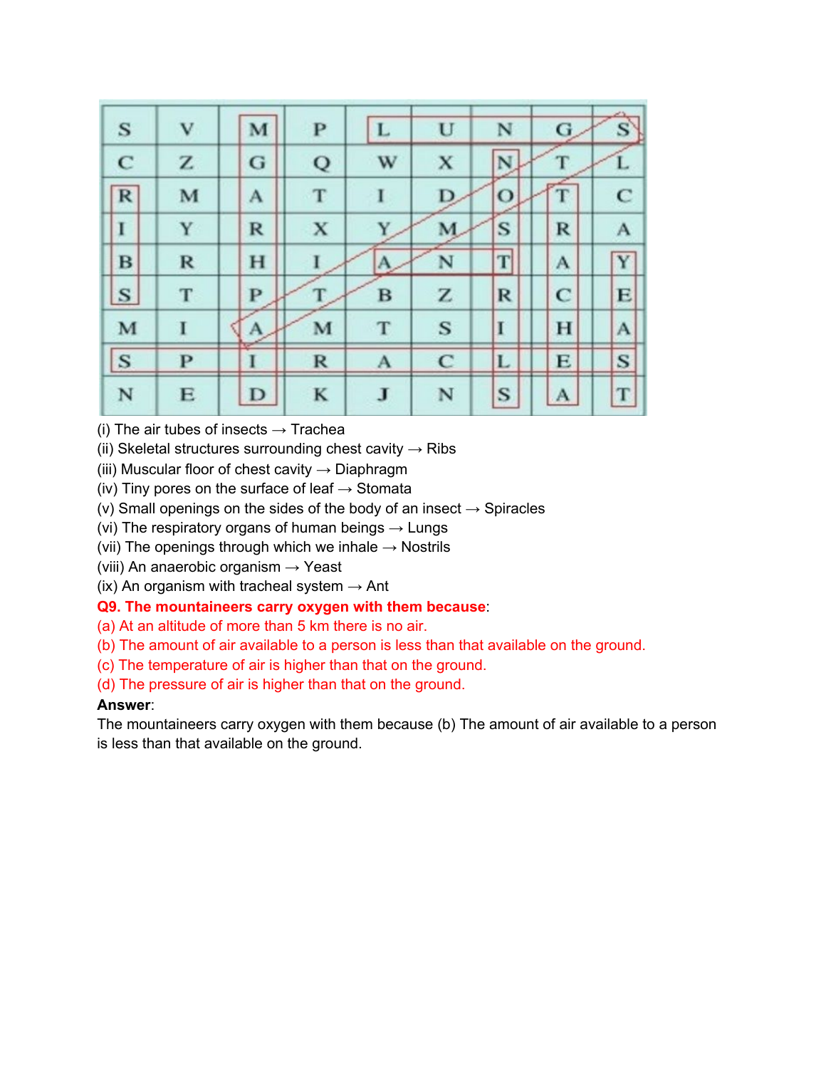| | | | | | | | | |
|---|---|---|---|---|---|---|---|---|
| S | V | M | P | L | U | N | G | S |
| C | Z | G | Q | W | X | N | T | L |
| R | M | A | T | I | D | O | T | C |
| I | Y | R | X | Y | M | S | R | A |
| B | R | H | I | A | N | T | A | Y |
| S | T | P | T | B | Z | R | C | E |
| M | I | A | M | T | S | I | H | A |
| S | P | I | R | A | C | L | E | S |
| N | E | D | K | J | N | S | A | T |

(i) The air tubes of insects → Trachea

(ii) Skeletal structures surrounding chest cavity → Ribs

(iii) Muscular floor of chest cavity → Diaphragm

(iv) Tiny pores on the surface of leaf → Stomata

(v) Small openings on the sides of the body of an insect → Spiracles

(vi) The respiratory organs of human beings → Lungs

(vii) The openings through which we inhale → Nostrils

(viii) An anaerobic organism → Yeast

(ix) An organism with tracheal system → Ant

**Q9. The mountaineers carry oxygen with them because**:

(a) At an altitude of more than 5 km there is no air.

(b) The amount of air available to a person is less than that available on the ground.

(c) The temperature of air is higher than that on the ground.

(d) The pressure of air is higher than that on the ground.

**Answer**:

The mountaineers carry oxygen with them because (b) The amount of air available to a person is less than that available on the ground.